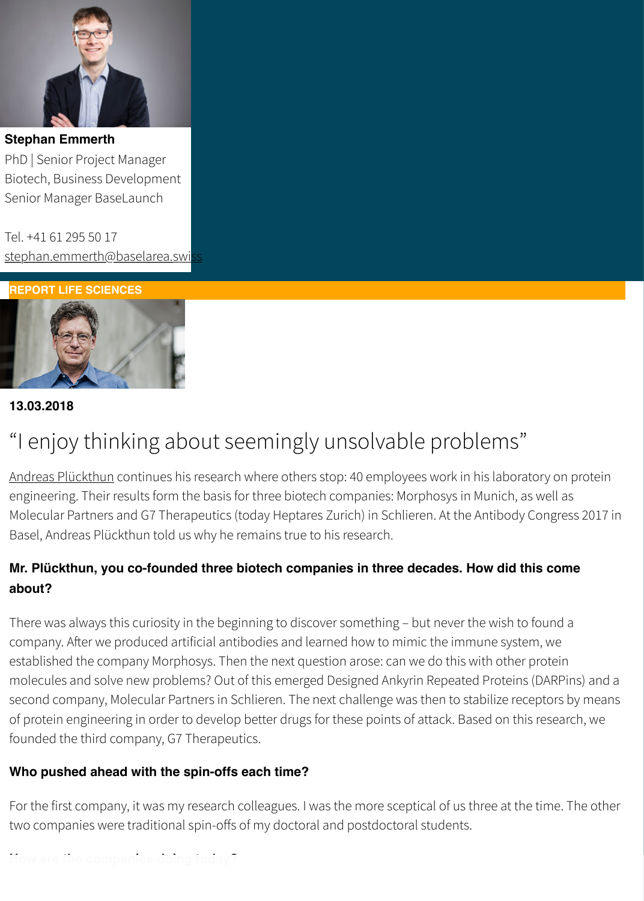**Stephan Emmerth**
PhD | Senior Project Manager
Biotech, Business Development
Senior Manager BaseLaunch

Tel. +41 61 295 50 17
stephan.emmerth@baselarea.swiss

**REPORT LIFE SCIENCES**

**13.03.2018**

# “I enjoy thinking about seemingly unsolvable problems”

Andreas Plückthun continues his research where others stop: 40 employees work in his laboratory on protein engineering. Their results form the basis for three biotech companies: Morphosys in Munich, as well as Molecular Partners and G7 Therapeutics (today Heptares Zurich) in Schlieren. At the Antibody Congress 2017 in Basel, Andreas Plückthun told us why he remains true to his research.

**Mr. Plückthun, you co-founded three biotech companies in three decades. How did this come about?**

There was always this curiosity in the beginning to discover something – but never the wish to found a company. After we produced artificial antibodies and learned how to mimic the immune system, we established the company Morphosys. Then the next question arose: can we do this with other protein molecules and solve new problems? Out of this emerged Designed Ankyrin Repeated Proteins (DARPins) and a second company, Molecular Partners in Schlieren. The next challenge was then to stabilize receptors by means of protein engineering in order to develop better drugs for these points of attack. Based on this research, we founded the third company, G7 Therapeutics.

**Who pushed ahead with the spin-offs each time?**

For the first company, it was my research colleagues. I was the more sceptical of us three at the time. The other two companies were traditional spin-offs of my doctoral and postdoctoral students.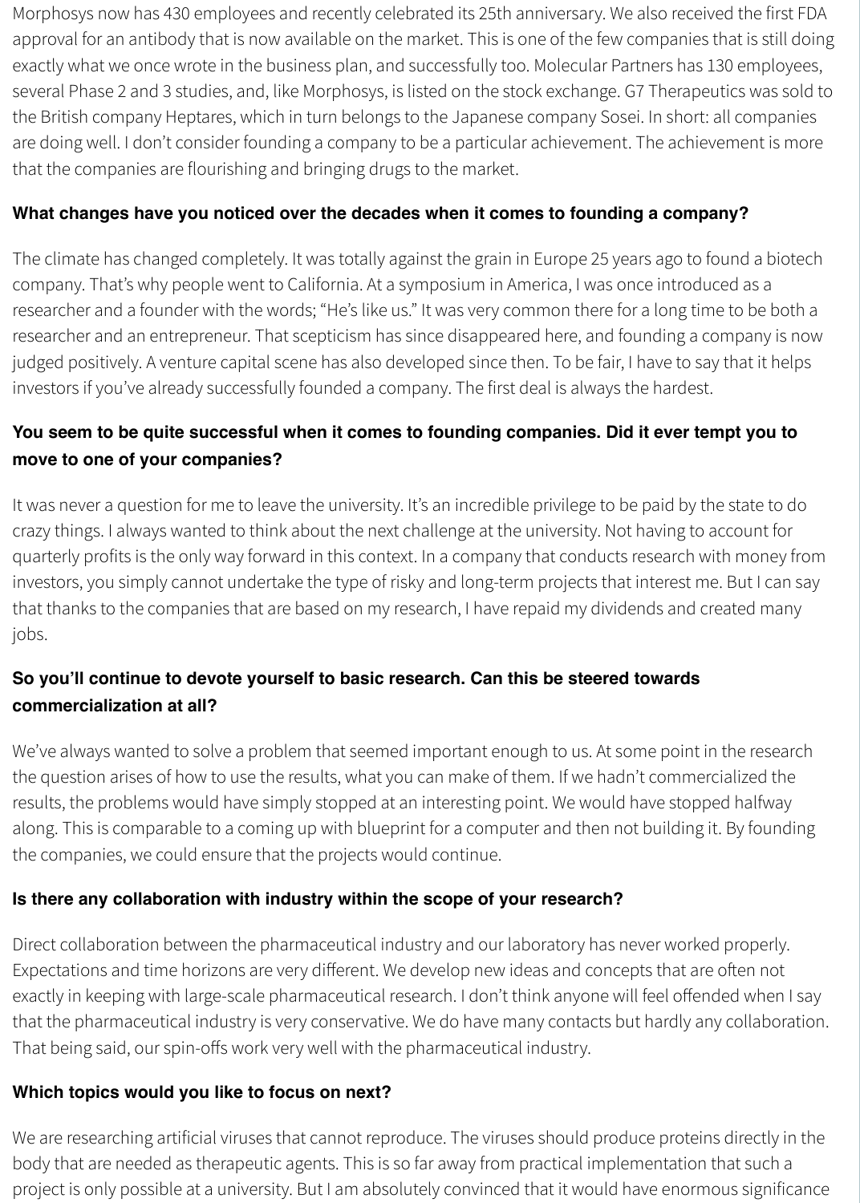Morphosys now has 430 employees and recently celebrated its 25th anniversary. We also received the first FDA approval for an antibody that is now available on the market. This is one of the few companies that is still doing exactly what we once wrote in the business plan, and successfully too. Molecular Partners has 130 employees, several Phase 2 and 3 studies, and, like Morphosys, is listed on the stock exchange. G7 Therapeutics was sold to the British company Heptares, which in turn belongs to the Japanese company Sosei. In short: all companies are doing well. I don't consider founding a company to be a particular achievement. The achievement is more that the companies are flourishing and bringing drugs to the market.

**What changes have you noticed over the decades when it comes to founding a company?**

The climate has changed completely. It was totally against the grain in Europe 25 years ago to found a biotech company. That's why people went to California. At a symposium in America, I was once introduced as a researcher and a founder with the words; "He's like us." It was very common there for a long time to be both a researcher and an entrepreneur. That scepticism has since disappeared here, and founding a company is now judged positively. A venture capital scene has also developed since then. To be fair, I have to say that it helps investors if you've already successfully founded a company. The first deal is always the hardest.

**You seem to be quite successful when it comes to founding companies. Did it ever tempt you to move to one of your companies?**

It was never a question for me to leave the university. It's an incredible privilege to be paid by the state to do crazy things. I always wanted to think about the next challenge at the university. Not having to account for quarterly profits is the only way forward in this context. In a company that conducts research with money from investors, you simply cannot undertake the type of risky and long-term projects that interest me. But I can say that thanks to the companies that are based on my research, I have repaid my dividends and created many jobs.

**So you'll continue to devote yourself to basic research. Can this be steered towards commercialization at all?**

We've always wanted to solve a problem that seemed important enough to us. At some point in the research the question arises of how to use the results, what you can make of them. If we hadn't commercialized the results, the problems would have simply stopped at an interesting point. We would have stopped halfway along. This is comparable to a coming up with blueprint for a computer and then not building it. By founding the companies, we could ensure that the projects would continue.

**Is there any collaboration with industry within the scope of your research?**

Direct collaboration between the pharmaceutical industry and our laboratory has never worked properly. Expectations and time horizons are very different. We develop new ideas and concepts that are often not exactly in keeping with large-scale pharmaceutical research. I don't think anyone will feel offended when I say that the pharmaceutical industry is very conservative. We do have many contacts but hardly any collaboration. That being said, our spin-offs work very well with the pharmaceutical industry.

**Which topics would you like to focus on next?**

We are researching artificial viruses that cannot reproduce. The viruses should produce proteins directly in the body that are needed as therapeutic agents. This is so far away from practical implementation that such a project is only possible at a university. But I am absolutely convinced that it would have enormous significance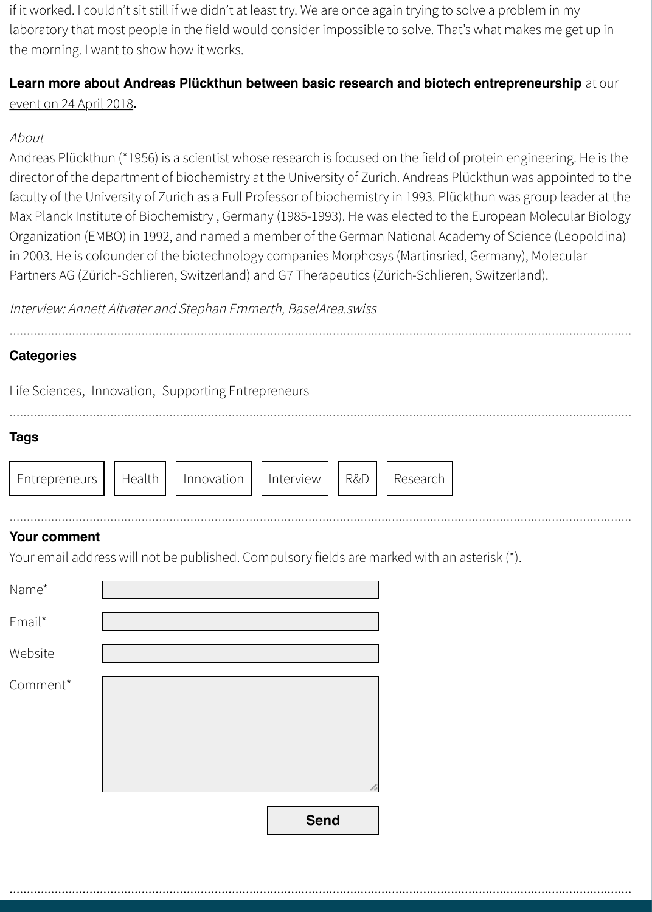if it worked. I couldn't sit still if we didn't at least try. We are once again trying to solve a problem in my laboratory that most people in the field would consider impossible to solve. That's what makes me get up in the morning. I want to show how it works.

**Learn more about Andreas Plückthun between basic research and biotech entrepreneurship** at our event on 24 April 2018**.**

*About*

Andreas Plückthun (*1956) is a scientist whose research is focused on the field of protein engineering. He is the director of the department of biochemistry at the University of Zurich. Andreas Plückthun was appointed to the faculty of the University of Zurich as a Full Professor of biochemistry in 1993. Plückthun was group leader at the Max Planck Institute of Biochemistry , Germany (1985-1993). He was elected to the European Molecular Biology Organization (EMBO) in 1992, and named a member of the German National Academy of Science (Leopoldina) in 2003. He is cofounder of the biotechnology companies Morphosys (Martinsried, Germany), Molecular Partners AG (Zürich-Schlieren, Switzerland) and G7 Therapeutics (Zürich-Schlieren, Switzerland).

*Interview: Annett Altvater and Stephan Emmerth, BaselArea.swiss*

### Categories

Life Sciences, Innovation, Supporting Entrepreneurs

### Tags

Entrepreneurs | Health | Innovation | Interview | R&D | Research

### Your comment

Your email address will not be published. Compulsory fields are marked with an asterisk (*).

Name*

Email*

Website

Comment*

Send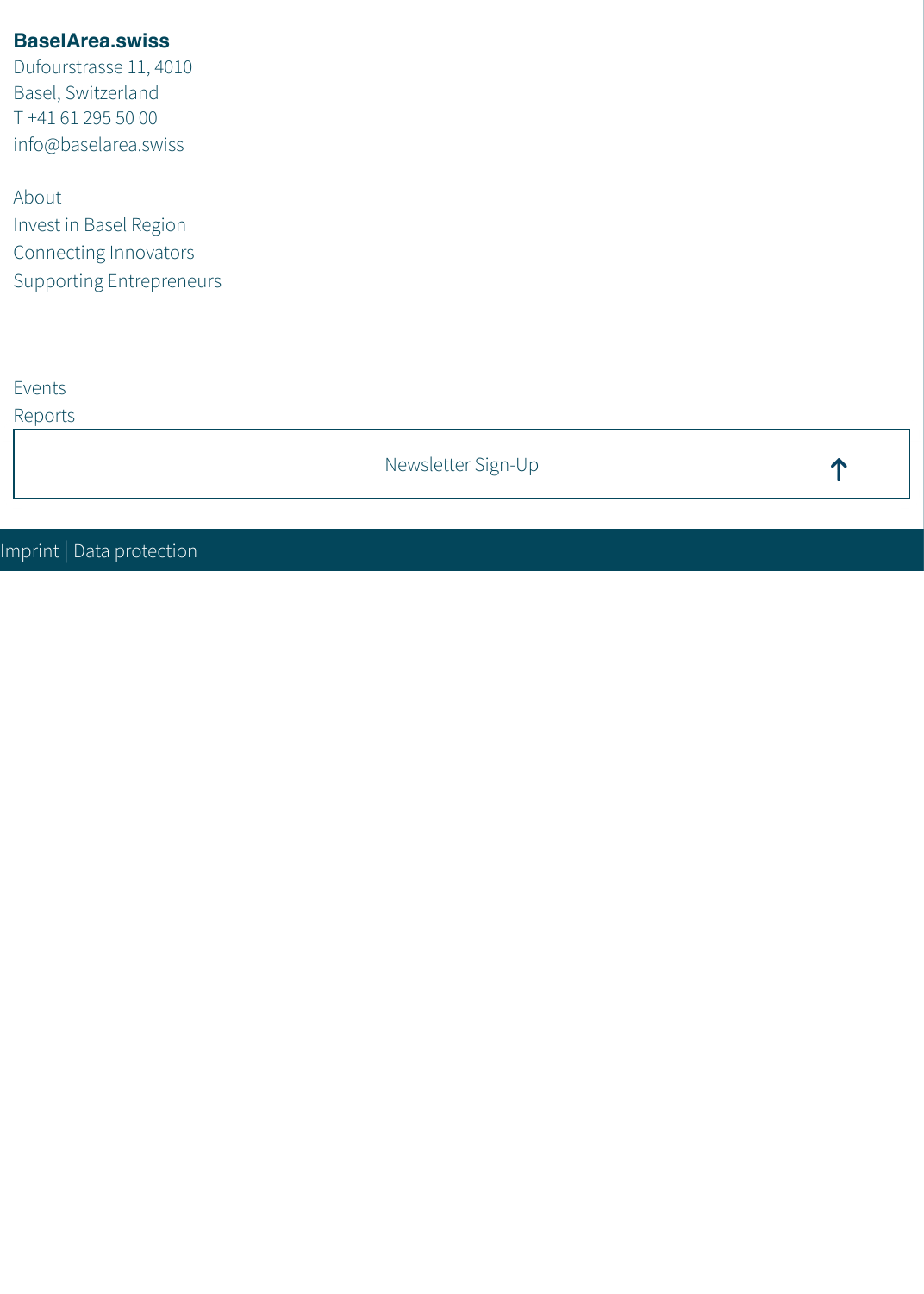**BaselArea.swiss**

Dufourstrasse 11, 4010
Basel, Switzerland
T +41 61 295 50 00
info@baselarea.swiss

About
Invest in Basel Region
Connecting Innovators
Supporting Entrepreneurs

Events
Reports

Newsletter Sign-Up

Imprint | Data protection